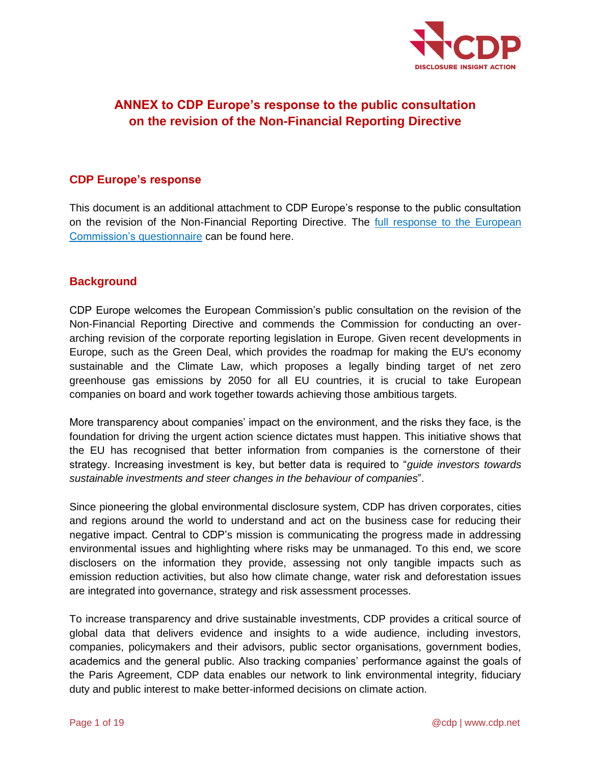# ANNEX to CDP Europe's response to the public consultation on the revision of the Non-Financial Reporting Directive

## CDP Europe's response

This document is an additional attachment to CDP Europe's response to the public consultation on the revision of the Non-Financial Reporting Directive. The full response to the European Commission's questionnaire can be found here.

## Background

CDP Europe welcomes the European Commission's public consultation on the revision of the Non-Financial Reporting Directive and commends the Commission for conducting an over-arching revision of the corporate reporting legislation in Europe. Given recent developments in Europe, such as the Green Deal, which provides the roadmap for making the EU's economy sustainable and the Climate Law, which proposes a legally binding target of net zero greenhouse gas emissions by 2050 for all EU countries, it is crucial to take European companies on board and work together towards achieving those ambitious targets.

More transparency about companies' impact on the environment, and the risks they face, is the foundation for driving the urgent action science dictates must happen. This initiative shows that the EU has recognised that better information from companies is the cornerstone of their strategy. Increasing investment is key, but better data is required to "*guide investors towards sustainable investments and steer changes in the behaviour of companies*".

Since pioneering the global environmental disclosure system, CDP has driven corporates, cities and regions around the world to understand and act on the business case for reducing their negative impact. Central to CDP's mission is communicating the progress made in addressing environmental issues and highlighting where risks may be unmanaged. To this end, we score disclosers on the information they provide, assessing not only tangible impacts such as emission reduction activities, but also how climate change, water risk and deforestation issues are integrated into governance, strategy and risk assessment processes.

To increase transparency and drive sustainable investments, CDP provides a critical source of global data that delivers evidence and insights to a wide audience, including investors, companies, policymakers and their advisors, public sector organisations, government bodies, academics and the general public. Also tracking companies' performance against the goals of the Paris Agreement, CDP data enables our network to link environmental integrity, fiduciary duty and public interest to make better-informed decisions on climate action.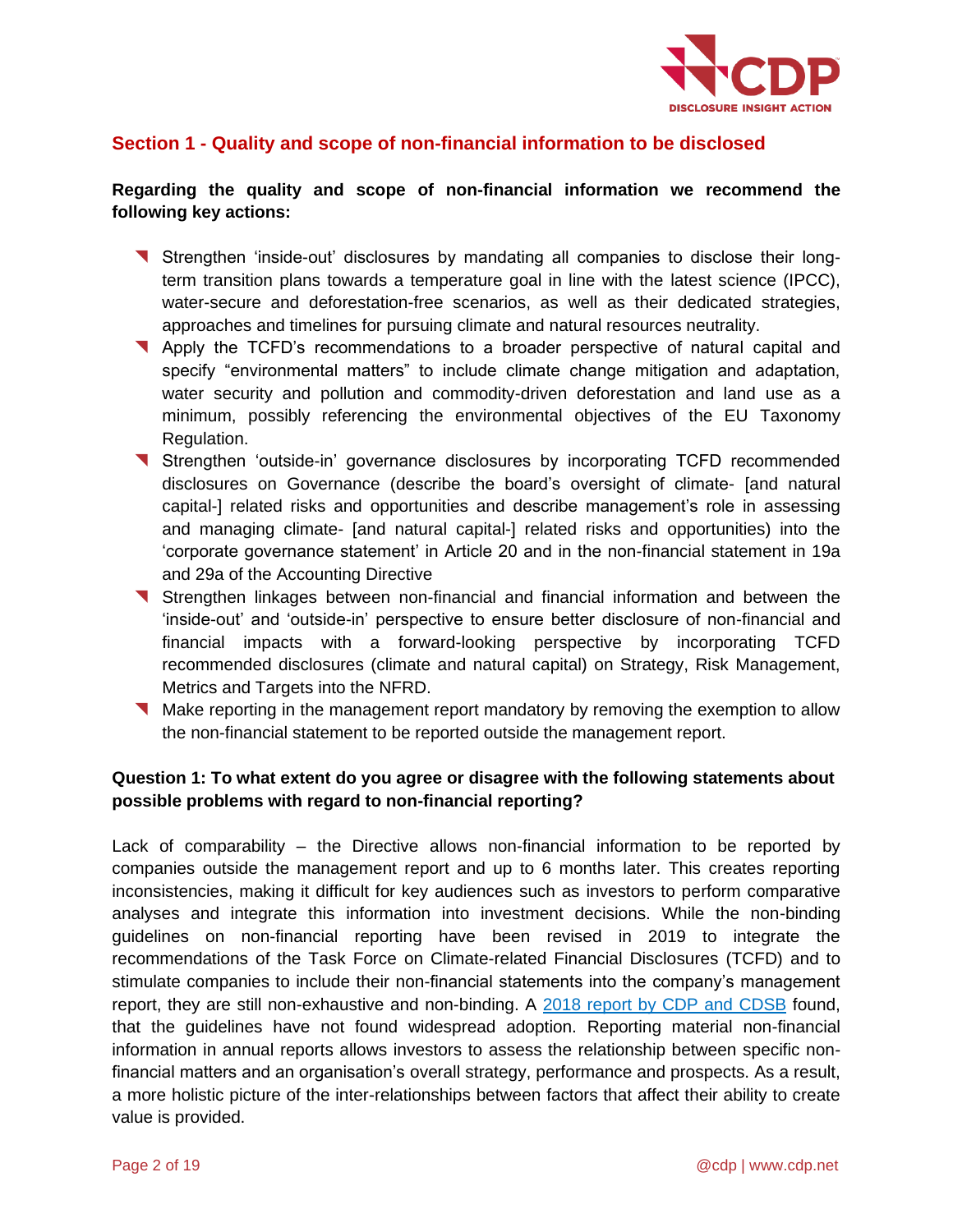## Section 1 - Quality and scope of non-financial information to be disclosed

**Regarding the quality and scope of non-financial information we recommend the following key actions:**

- Strengthen 'inside-out' disclosures by mandating all companies to disclose their long-term transition plans towards a temperature goal in line with the latest science (IPCC), water-secure and deforestation-free scenarios, as well as their dedicated strategies, approaches and timelines for pursuing climate and natural resources neutrality.
- Apply the TCFD's recommendations to a broader perspective of natural capital and specify "environmental matters" to include climate change mitigation and adaptation, water security and pollution and commodity-driven deforestation and land use as a minimum, possibly referencing the environmental objectives of the EU Taxonomy Regulation.
- Strengthen 'outside-in' governance disclosures by incorporating TCFD recommended disclosures on Governance (describe the board's oversight of climate- [and natural capital-] related risks and opportunities and describe management's role in assessing and managing climate- [and natural capital-] related risks and opportunities) into the 'corporate governance statement' in Article 20 and in the non-financial statement in 19a and 29a of the Accounting Directive
- Strengthen linkages between non-financial and financial information and between the 'inside-out' and 'outside-in' perspective to ensure better disclosure of non-financial and financial impacts with a forward-looking perspective by incorporating TCFD recommended disclosures (climate and natural capital) on Strategy, Risk Management, Metrics and Targets into the NFRD.
- Make reporting in the management report mandatory by removing the exemption to allow the non-financial statement to be reported outside the management report.

**Question 1: To what extent do you agree or disagree with the following statements about possible problems with regard to non-financial reporting?**

Lack of comparability – the Directive allows non-financial information to be reported by companies outside the management report and up to 6 months later. This creates reporting inconsistencies, making it difficult for key audiences such as investors to perform comparative analyses and integrate this information into investment decisions. While the non-binding guidelines on non-financial reporting have been revised in 2019 to integrate the recommendations of the Task Force on Climate-related Financial Disclosures (TCFD) and to stimulate companies to include their non-financial statements into the company's management report, they are still non-exhaustive and non-binding. A 2018 report by CDP and CDSB found, that the guidelines have not found widespread adoption. Reporting material non-financial information in annual reports allows investors to assess the relationship between specific non-financial matters and an organisation's overall strategy, performance and prospects. As a result, a more holistic picture of the inter-relationships between factors that affect their ability to create value is provided.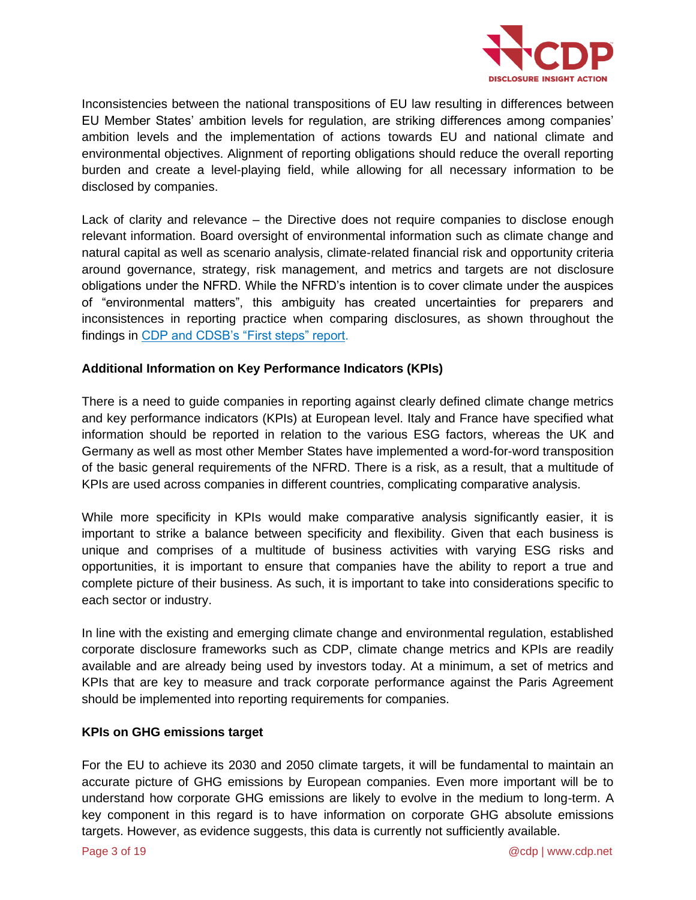Inconsistencies between the national transpositions of EU law resulting in differences between EU Member States' ambition levels for regulation, are striking differences among companies' ambition levels and the implementation of actions towards EU and national climate and environmental objectives. Alignment of reporting obligations should reduce the overall reporting burden and create a level-playing field, while allowing for all necessary information to be disclosed by companies.

Lack of clarity and relevance – the Directive does not require companies to disclose enough relevant information. Board oversight of environmental information such as climate change and natural capital as well as scenario analysis, climate-related financial risk and opportunity criteria around governance, strategy, risk management, and metrics and targets are not disclosure obligations under the NFRD. While the NFRD's intention is to cover climate under the auspices of "environmental matters", this ambiguity has created uncertainties for preparers and inconsistences in reporting practice when comparing disclosures, as shown throughout the findings in CDP and CDSB's "First steps" report.

**Additional Information on Key Performance Indicators (KPIs)**

There is a need to guide companies in reporting against clearly defined climate change metrics and key performance indicators (KPIs) at European level. Italy and France have specified what information should be reported in relation to the various ESG factors, whereas the UK and Germany as well as most other Member States have implemented a word-for-word transposition of the basic general requirements of the NFRD. There is a risk, as a result, that a multitude of KPIs are used across companies in different countries, complicating comparative analysis.

While more specificity in KPIs would make comparative analysis significantly easier, it is important to strike a balance between specificity and flexibility. Given that each business is unique and comprises of a multitude of business activities with varying ESG risks and opportunities, it is important to ensure that companies have the ability to report a true and complete picture of their business. As such, it is important to take into considerations specific to each sector or industry.

In line with the existing and emerging climate change and environmental regulation, established corporate disclosure frameworks such as CDP, climate change metrics and KPIs are readily available and are already being used by investors today. At a minimum, a set of metrics and KPIs that are key to measure and track corporate performance against the Paris Agreement should be implemented into reporting requirements for companies.

**KPIs on GHG emissions target**

For the EU to achieve its 2030 and 2050 climate targets, it will be fundamental to maintain an accurate picture of GHG emissions by European companies. Even more important will be to understand how corporate GHG emissions are likely to evolve in the medium to long-term. A key component in this regard is to have information on corporate GHG absolute emissions targets. However, as evidence suggests, this data is currently not sufficiently available.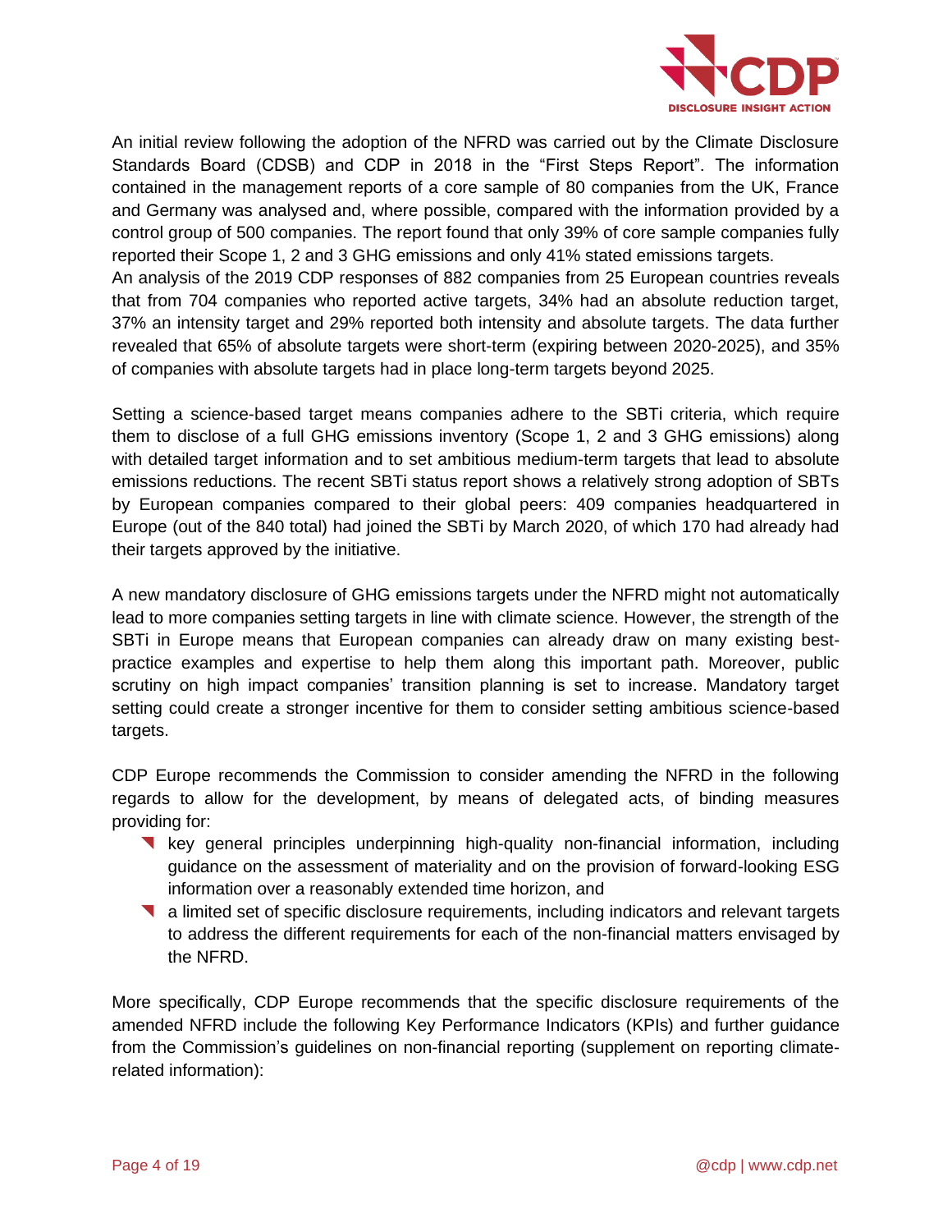An initial review following the adoption of the NFRD was carried out by the Climate Disclosure Standards Board (CDSB) and CDP in 2018 in the "First Steps Report". The information contained in the management reports of a core sample of 80 companies from the UK, France and Germany was analysed and, where possible, compared with the information provided by a control group of 500 companies. The report found that only 39% of core sample companies fully reported their Scope 1, 2 and 3 GHG emissions and only 41% stated emissions targets.
An analysis of the 2019 CDP responses of 882 companies from 25 European countries reveals that from 704 companies who reported active targets, 34% had an absolute reduction target, 37% an intensity target and 29% reported both intensity and absolute targets. The data further revealed that 65% of absolute targets were short-term (expiring between 2020-2025), and 35% of companies with absolute targets had in place long-term targets beyond 2025.

Setting a science-based target means companies adhere to the SBTi criteria, which require them to disclose of a full GHG emissions inventory (Scope 1, 2 and 3 GHG emissions) along with detailed target information and to set ambitious medium-term targets that lead to absolute emissions reductions. The recent SBTi status report shows a relatively strong adoption of SBTs by European companies compared to their global peers: 409 companies headquartered in Europe (out of the 840 total) had joined the SBTi by March 2020, of which 170 had already had their targets approved by the initiative.

A new mandatory disclosure of GHG emissions targets under the NFRD might not automatically lead to more companies setting targets in line with climate science. However, the strength of the SBTi in Europe means that European companies can already draw on many existing best-practice examples and expertise to help them along this important path. Moreover, public scrutiny on high impact companies' transition planning is set to increase. Mandatory target setting could create a stronger incentive for them to consider setting ambitious science-based targets.

CDP Europe recommends the Commission to consider amending the NFRD in the following regards to allow for the development, by means of delegated acts, of binding measures providing for:

- key general principles underpinning high-quality non-financial information, including guidance on the assessment of materiality and on the provision of forward-looking ESG information over a reasonably extended time horizon, and
- a limited set of specific disclosure requirements, including indicators and relevant targets to address the different requirements for each of the non-financial matters envisaged by the NFRD.

More specifically, CDP Europe recommends that the specific disclosure requirements of the amended NFRD include the following Key Performance Indicators (KPIs) and further guidance from the Commission's guidelines on non-financial reporting (supplement on reporting climate-related information):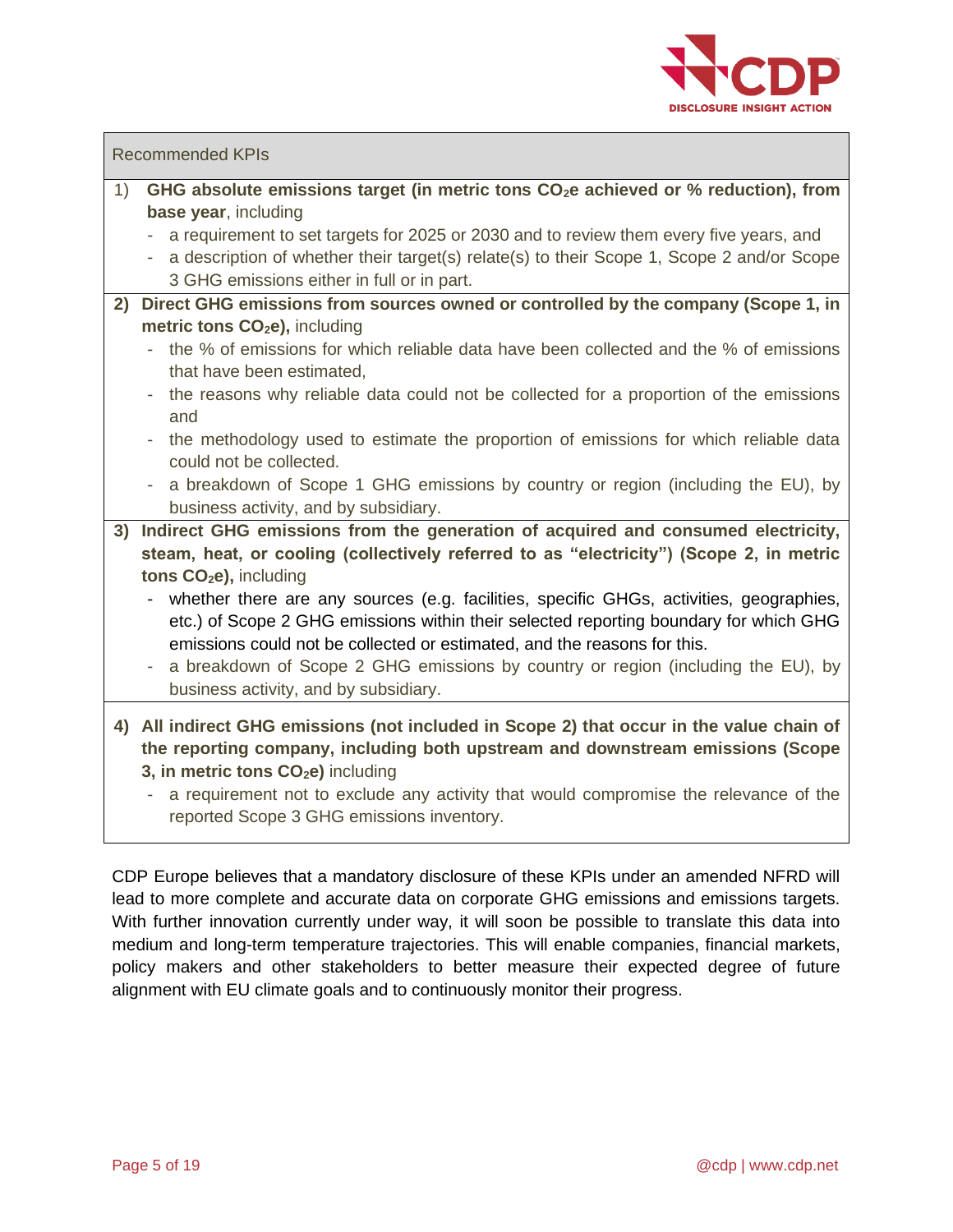| Recommended KPIs |
|---|
| 1) **GHG absolute emissions target (in metric tons $CO_2$e achieved or % reduction), from base year**, including<br>- a requirement to set targets for 2025 or 2030 and to review them every five years, and<br>- a description of whether their target(s) relate(s) to their Scope 1, Scope 2 and/or Scope 3 GHG emissions either in full or in part. |
| 2) **Direct GHG emissions from sources owned or controlled by the company (Scope 1, in metric tons $CO_2$e),** including<br>- the % of emissions for which reliable data have been collected and the % of emissions that have been estimated,<br>- the reasons why reliable data could not be collected for a proportion of the emissions and<br>- the methodology used to estimate the proportion of emissions for which reliable data could not be collected.<br>- a breakdown of Scope 1 GHG emissions by country or region (including the EU), by business activity, and by subsidiary. |
| 3) **Indirect GHG emissions from the generation of acquired and consumed electricity, steam, heat, or cooling (collectively referred to as "electricity") (Scope 2, in metric tons $CO_2$e),** including<br>- whether there are any sources (e.g. facilities, specific GHGs, activities, geographies, etc.) of Scope 2 GHG emissions within their selected reporting boundary for which GHG emissions could not be collected or estimated, and the reasons for this.<br>- a breakdown of Scope 2 GHG emissions by country or region (including the EU), by business activity, and by subsidiary. |
| 4) **All indirect GHG emissions (not included in Scope 2) that occur in the value chain of the reporting company, including both upstream and downstream emissions (Scope 3, in metric tons $CO_2$e)** including<br>- a requirement not to exclude any activity that would compromise the relevance of the reported Scope 3 GHG emissions inventory. |

CDP Europe believes that a mandatory disclosure of these KPIs under an amended NFRD will lead to more complete and accurate data on corporate GHG emissions and emissions targets. With further innovation currently under way, it will soon be possible to translate this data into medium and long-term temperature trajectories. This will enable companies, financial markets, policy makers and other stakeholders to better measure their expected degree of future alignment with EU climate goals and to continuously monitor their progress.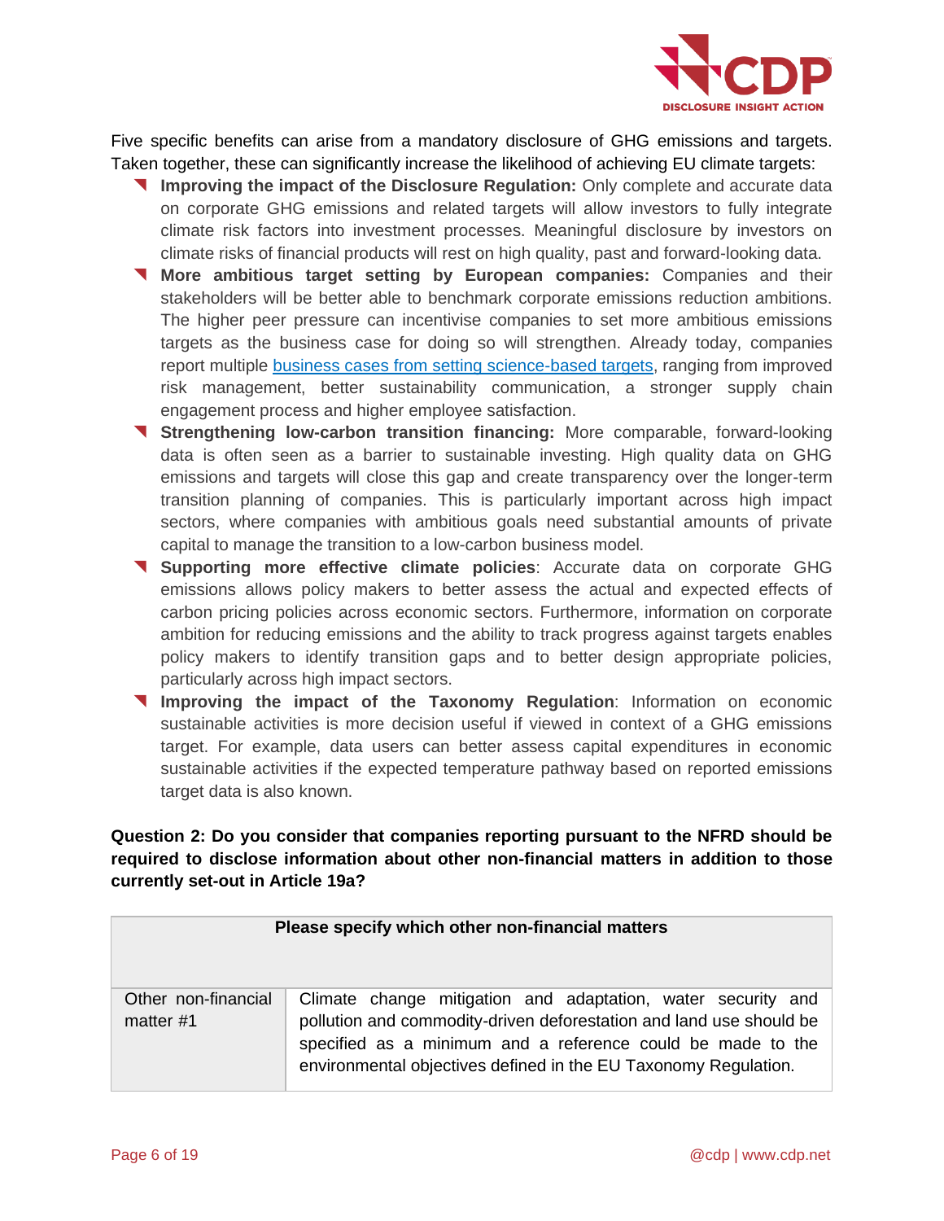Five specific benefits can arise from a mandatory disclosure of GHG emissions and targets. Taken together, these can significantly increase the likelihood of achieving EU climate targets:

- **Improving the impact of the Disclosure Regulation:** Only complete and accurate data on corporate GHG emissions and related targets will allow investors to fully integrate climate risk factors into investment processes. Meaningful disclosure by investors on climate risks of financial products will rest on high quality, past and forward-looking data.
- **More ambitious target setting by European companies:** Companies and their stakeholders will be better able to benchmark corporate emissions reduction ambitions. The higher peer pressure can incentivise companies to set more ambitious emissions targets as the business case for doing so will strengthen. Already today, companies report multiple [business cases from setting science-based targets](), ranging from improved risk management, better sustainability communication, a stronger supply chain engagement process and higher employee satisfaction.
- **Strengthening low-carbon transition financing:** More comparable, forward-looking data is often seen as a barrier to sustainable investing. High quality data on GHG emissions and targets will close this gap and create transparency over the longer-term transition planning of companies. This is particularly important across high impact sectors, where companies with ambitious goals need substantial amounts of private capital to manage the transition to a low-carbon business model.
- **Supporting more effective climate policies**: Accurate data on corporate GHG emissions allows policy makers to better assess the actual and expected effects of carbon pricing policies across economic sectors. Furthermore, information on corporate ambition for reducing emissions and the ability to track progress against targets enables policy makers to identify transition gaps and to better design appropriate policies, particularly across high impact sectors.
- **Improving the impact of the Taxonomy Regulation**: Information on economic sustainable activities is more decision useful if viewed in context of a GHG emissions target. For example, data users can better assess capital expenditures in economic sustainable activities if the expected temperature pathway based on reported emissions target data is also known.

**Question 2: Do you consider that companies reporting pursuant to the NFRD should be required to disclose information about other non-financial matters in addition to those currently set-out in Article 19a?**

| Please specify which other non-financial matters | |
|---|---|
| Other non-financial matter #1 | Climate change mitigation and adaptation, water security and pollution and commodity-driven deforestation and land use should be specified as a minimum and a reference could be made to the environmental objectives defined in the EU Taxonomy Regulation. |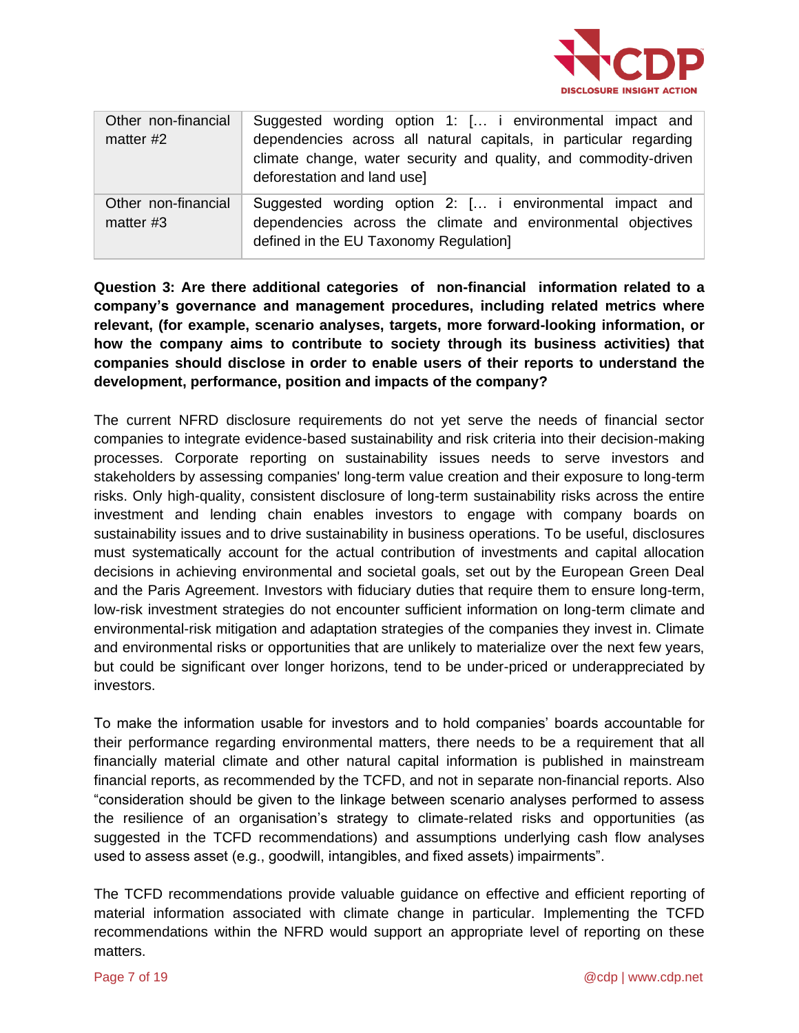| Other non-financial matter #2 | Suggested wording option 1: [… i environmental impact and dependencies across all natural capitals, in particular regarding climate change, water security and quality, and commodity-driven deforestation and land use] |
|---|---|
| Other non-financial matter #3 | Suggested wording option 2: [… i environmental impact and dependencies across the climate and environmental objectives defined in the EU Taxonomy Regulation] |

**Question 3: Are there additional categories of non-financial information related to a company's governance and management procedures, including related metrics where relevant, (for example, scenario analyses, targets, more forward-looking information, or how the company aims to contribute to society through its business activities) that companies should disclose in order to enable users of their reports to understand the development, performance, position and impacts of the company?**

The current NFRD disclosure requirements do not yet serve the needs of financial sector companies to integrate evidence-based sustainability and risk criteria into their decision-making processes. Corporate reporting on sustainability issues needs to serve investors and stakeholders by assessing companies' long-term value creation and their exposure to long-term risks. Only high-quality, consistent disclosure of long-term sustainability risks across the entire investment and lending chain enables investors to engage with company boards on sustainability issues and to drive sustainability in business operations. To be useful, disclosures must systematically account for the actual contribution of investments and capital allocation decisions in achieving environmental and societal goals, set out by the European Green Deal and the Paris Agreement. Investors with fiduciary duties that require them to ensure long-term, low-risk investment strategies do not encounter sufficient information on long-term climate and environmental-risk mitigation and adaptation strategies of the companies they invest in. Climate and environmental risks or opportunities that are unlikely to materialize over the next few years, but could be significant over longer horizons, tend to be under-priced or underappreciated by investors.

To make the information usable for investors and to hold companies' boards accountable for their performance regarding environmental matters, there needs to be a requirement that all financially material climate and other natural capital information is published in mainstream financial reports, as recommended by the TCFD, and not in separate non-financial reports. Also "consideration should be given to the linkage between scenario analyses performed to assess the resilience of an organisation's strategy to climate-related risks and opportunities (as suggested in the TCFD recommendations) and assumptions underlying cash flow analyses used to assess asset (e.g., goodwill, intangibles, and fixed assets) impairments".

The TCFD recommendations provide valuable guidance on effective and efficient reporting of material information associated with climate change in particular. Implementing the TCFD recommendations within the NFRD would support an appropriate level of reporting on these matters.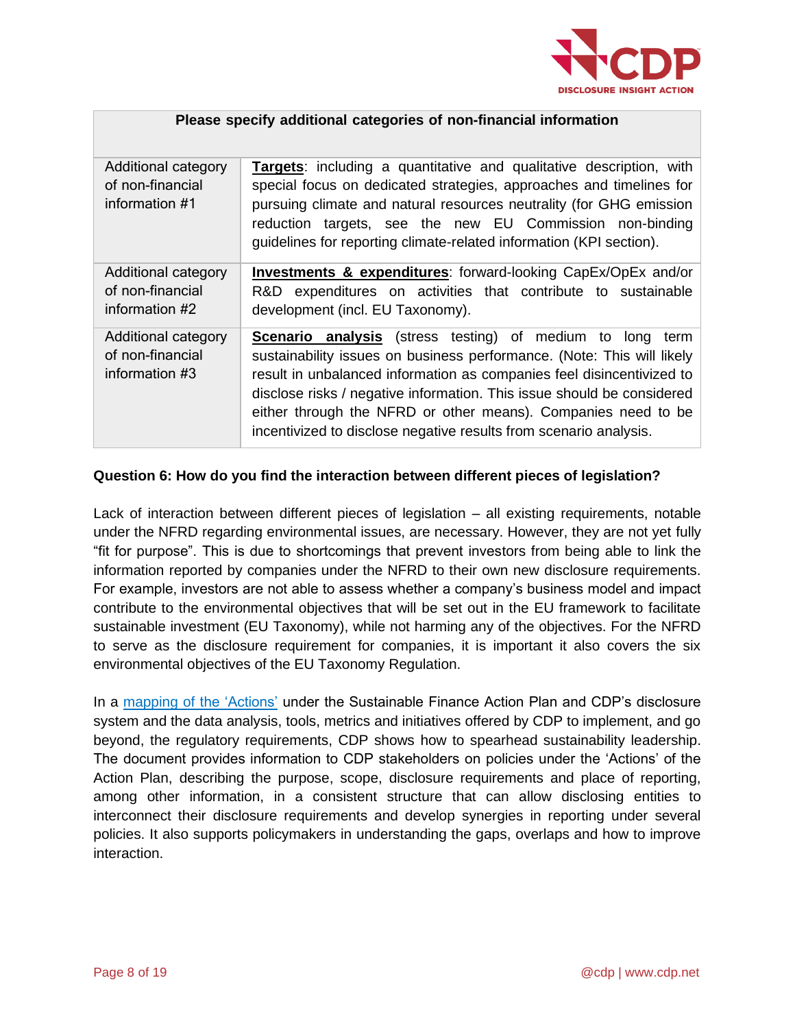| Please specify additional categories of non-financial information | |
|---|---|
| Additional category of non-financial information #1 | **Targets**: including a quantitative and qualitative description, with special focus on dedicated strategies, approaches and timelines for pursuing climate and natural resources neutrality (for GHG emission reduction targets, see the new EU Commission non-binding guidelines for reporting climate-related information (KPI section). |
| Additional category of non-financial information #2 | **Investments & expenditures**: forward-looking CapEx/OpEx and/or R&D expenditures on activities that contribute to sustainable development (incl. EU Taxonomy). |
| Additional category of non-financial information #3 | **Scenario analysis** (stress testing) of medium to long term sustainability issues on business performance. (Note: This will likely result in unbalanced information as companies feel disincentivized to disclose risks / negative information. This issue should be considered either through the NFRD or other means). Companies need to be incentivized to disclose negative results from scenario analysis. |

**Question 6: How do you find the interaction between different pieces of legislation?**

Lack of interaction between different pieces of legislation – all existing requirements, notable under the NFRD regarding environmental issues, are necessary. However, they are not yet fully "fit for purpose". This is due to shortcomings that prevent investors from being able to link the information reported by companies under the NFRD to their own new disclosure requirements. For example, investors are not able to assess whether a company's business model and impact contribute to the environmental objectives that will be set out in the EU framework to facilitate sustainable investment (EU Taxonomy), while not harming any of the objectives. For the NFRD to serve as the disclosure requirement for companies, it is important it also covers the six environmental objectives of the EU Taxonomy Regulation.

In a mapping of the 'Actions' under the Sustainable Finance Action Plan and CDP's disclosure system and the data analysis, tools, metrics and initiatives offered by CDP to implement, and go beyond, the regulatory requirements, CDP shows how to spearhead sustainability leadership. The document provides information to CDP stakeholders on policies under the 'Actions' of the Action Plan, describing the purpose, scope, disclosure requirements and place of reporting, among other information, in a consistent structure that can allow disclosing entities to interconnect their disclosure requirements and develop synergies in reporting under several policies. It also supports policymakers in understanding the gaps, overlaps and how to improve interaction.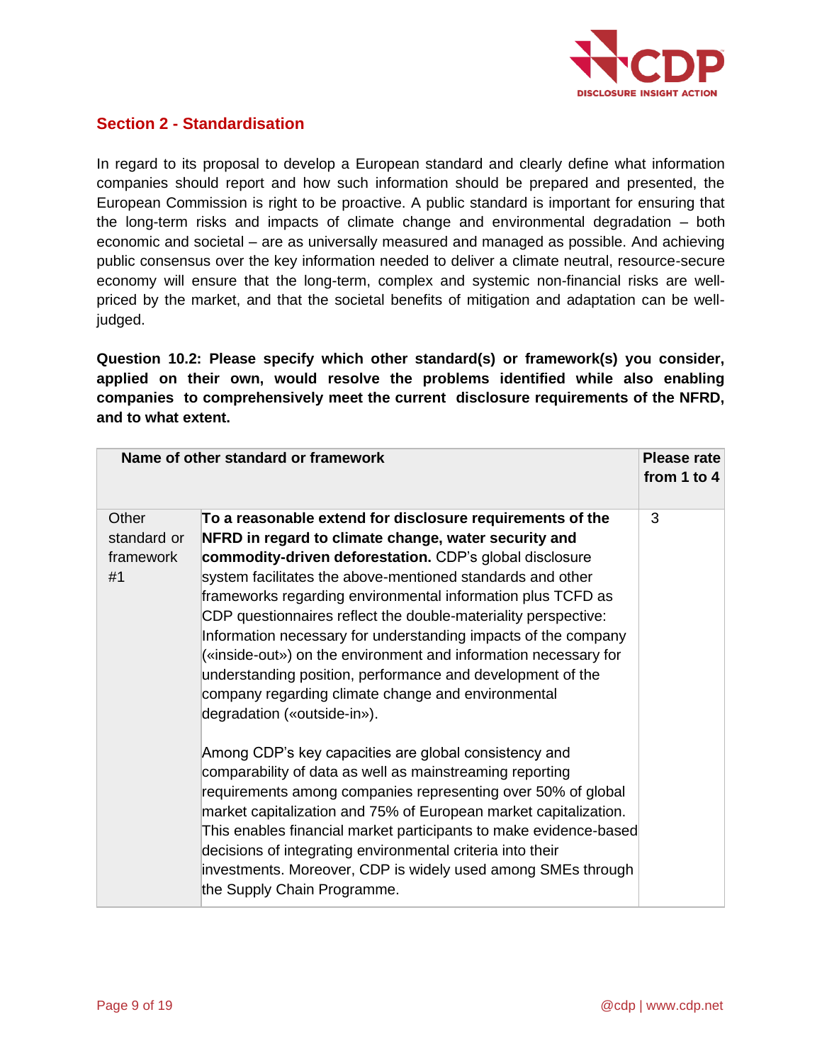## Section 2 - Standardisation

In regard to its proposal to develop a European standard and clearly define what information companies should report and how such information should be prepared and presented, the European Commission is right to be proactive. A public standard is important for ensuring that the long-term risks and impacts of climate change and environmental degradation – both economic and societal – are as universally measured and managed as possible. And achieving public consensus over the key information needed to deliver a climate neutral, resource-secure economy will ensure that the long-term, complex and systemic non-financial risks are well-priced by the market, and that the societal benefits of mitigation and adaptation can be well-judged.

**Question 10.2: Please specify which other standard(s) or framework(s) you consider, applied on their own, would resolve the problems identified while also enabling companies to comprehensively meet the current disclosure requirements of the NFRD, and to what extent.**

| Name of other standard or framework | | Please rate from 1 to 4 |
|---|---|---|
| Other standard or framework #1 | **To a reasonable extend for disclosure requirements of the NFRD in regard to climate change, water security and commodity-driven deforestation.** CDP's global disclosure system facilitates the above-mentioned standards and other frameworks regarding environmental information plus TCFD as CDP questionnaires reflect the double-materiality perspective: Information necessary for understanding impacts of the company («inside-out») on the environment and information necessary for understanding position, performance and development of the company regarding climate change and environmental degradation («outside-in»).<br><br>Among CDP's key capacities are global consistency and comparability of data as well as mainstreaming reporting requirements among companies representing over 50% of global market capitalization and 75% of European market capitalization. This enables financial market participants to make evidence-based decisions of integrating environmental criteria into their investments. Moreover, CDP is widely used among SMEs through the Supply Chain Programme. | 3 |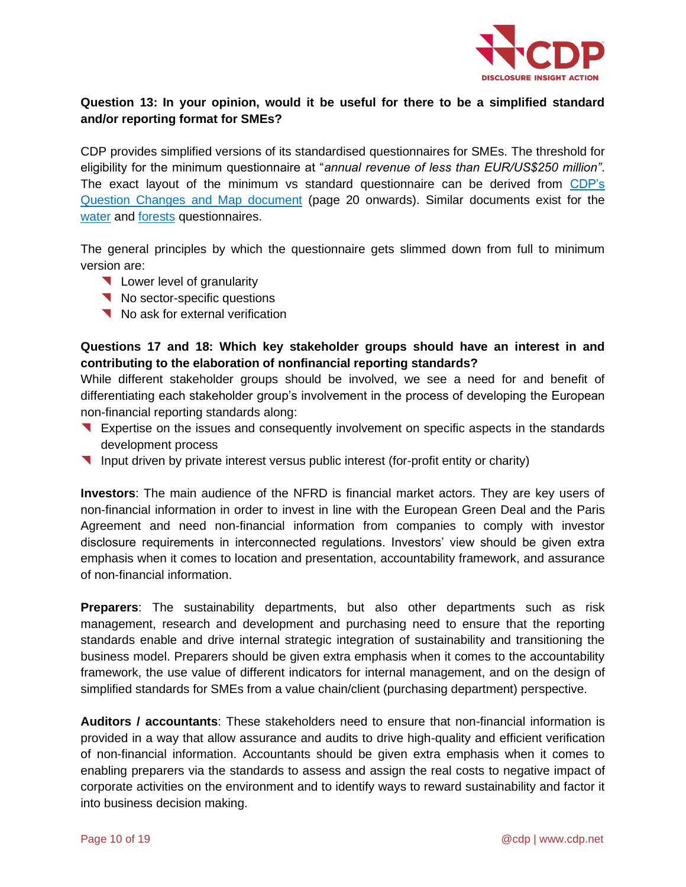**Question 13: In your opinion, would it be useful for there to be a simplified standard and/or reporting format for SMEs?**

CDP provides simplified versions of its standardised questionnaires for SMEs. The threshold for eligibility for the minimum questionnaire at "*annual revenue of less than EUR/US$250 million"*. The exact layout of the minimum vs standard questionnaire can be derived from CDP's Question Changes and Map document (page 20 onwards). Similar documents exist for the water and forests questionnaires.

The general principles by which the questionnaire gets slimmed down from full to minimum version are:

- Lower level of granularity
- No sector-specific questions
- No ask for external verification

**Questions 17 and 18: Which key stakeholder groups should have an interest in and contributing to the elaboration of nonfinancial reporting standards?**

While different stakeholder groups should be involved, we see a need for and benefit of differentiating each stakeholder group's involvement in the process of developing the European non-financial reporting standards along:

- Expertise on the issues and consequently involvement on specific aspects in the standards development process
- Input driven by private interest versus public interest (for-profit entity or charity)

**Investors**: The main audience of the NFRD is financial market actors. They are key users of non-financial information in order to invest in line with the European Green Deal and the Paris Agreement and need non-financial information from companies to comply with investor disclosure requirements in interconnected regulations. Investors' view should be given extra emphasis when it comes to location and presentation, accountability framework, and assurance of non-financial information.

**Preparers**: The sustainability departments, but also other departments such as risk management, research and development and purchasing need to ensure that the reporting standards enable and drive internal strategic integration of sustainability and transitioning the business model. Preparers should be given extra emphasis when it comes to the accountability framework, the use value of different indicators for internal management, and on the design of simplified standards for SMEs from a value chain/client (purchasing department) perspective.

**Auditors / accountants**: These stakeholders need to ensure that non-financial information is provided in a way that allow assurance and audits to drive high-quality and efficient verification of non-financial information. Accountants should be given extra emphasis when it comes to enabling preparers via the standards to assess and assign the real costs to negative impact of corporate activities on the environment and to identify ways to reward sustainability and factor it into business decision making.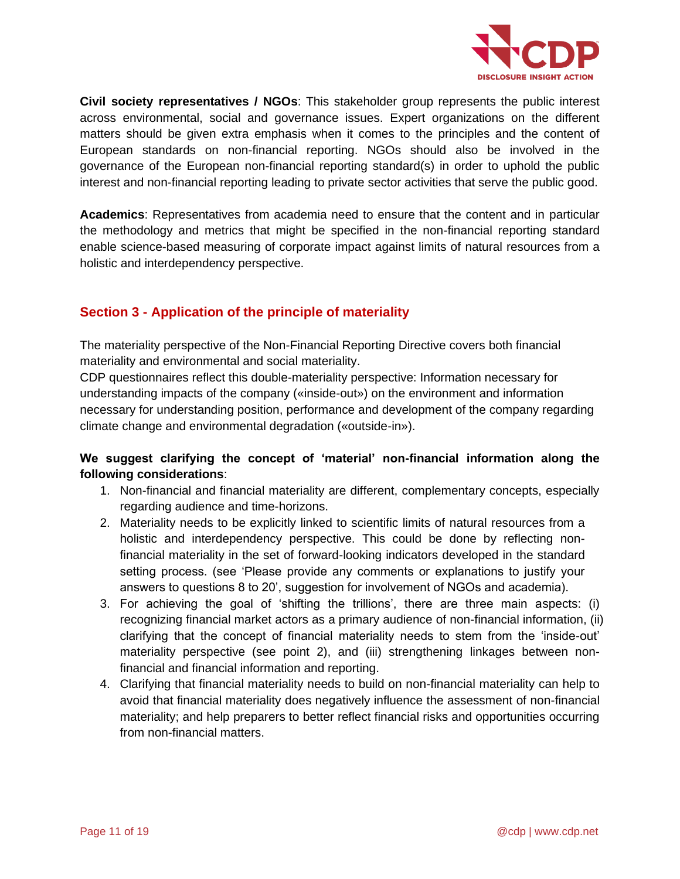**Civil society representatives / NGOs**: This stakeholder group represents the public interest across environmental, social and governance issues. Expert organizations on the different matters should be given extra emphasis when it comes to the principles and the content of European standards on non-financial reporting. NGOs should also be involved in the governance of the European non-financial reporting standard(s) in order to uphold the public interest and non-financial reporting leading to private sector activities that serve the public good.

**Academics**: Representatives from academia need to ensure that the content and in particular the methodology and metrics that might be specified in the non-financial reporting standard enable science-based measuring of corporate impact against limits of natural resources from a holistic and interdependency perspective.

## Section 3 - Application of the principle of materiality

The materiality perspective of the Non-Financial Reporting Directive covers both financial materiality and environmental and social materiality.
CDP questionnaires reflect this double-materiality perspective: Information necessary for understanding impacts of the company («inside-out») on the environment and information necessary for understanding position, performance and development of the company regarding climate change and environmental degradation («outside-in»).

**We suggest clarifying the concept of 'material' non-financial information along the following considerations**:

1. Non-financial and financial materiality are different, complementary concepts, especially regarding audience and time-horizons.
2. Materiality needs to be explicitly linked to scientific limits of natural resources from a holistic and interdependency perspective. This could be done by reflecting non-financial materiality in the set of forward-looking indicators developed in the standard setting process. (see 'Please provide any comments or explanations to justify your answers to questions 8 to 20', suggestion for involvement of NGOs and academia).
3. For achieving the goal of 'shifting the trillions', there are three main aspects: (i) recognizing financial market actors as a primary audience of non-financial information, (ii) clarifying that the concept of financial materiality needs to stem from the 'inside-out' materiality perspective (see point 2), and (iii) strengthening linkages between non-financial and financial information and reporting.
4. Clarifying that financial materiality needs to build on non-financial materiality can help to avoid that financial materiality does negatively influence the assessment of non-financial materiality; and help preparers to better reflect financial risks and opportunities occurring from non-financial matters.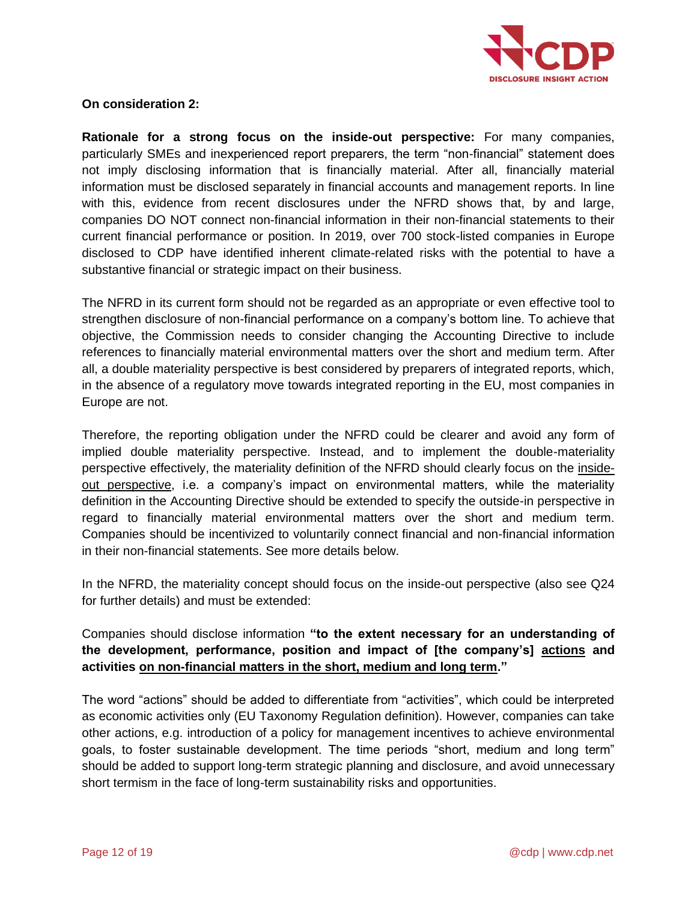**On consideration 2:**

**Rationale for a strong focus on the inside-out perspective:** For many companies, particularly SMEs and inexperienced report preparers, the term "non-financial" statement does not imply disclosing information that is financially material. After all, financially material information must be disclosed separately in financial accounts and management reports. In line with this, evidence from recent disclosures under the NFRD shows that, by and large, companies DO NOT connect non-financial information in their non-financial statements to their current financial performance or position. In 2019, over 700 stock-listed companies in Europe disclosed to CDP have identified inherent climate-related risks with the potential to have a substantive financial or strategic impact on their business.

The NFRD in its current form should not be regarded as an appropriate or even effective tool to strengthen disclosure of non-financial performance on a company's bottom line. To achieve that objective, the Commission needs to consider changing the Accounting Directive to include references to financially material environmental matters over the short and medium term. After all, a double materiality perspective is best considered by preparers of integrated reports, which, in the absence of a regulatory move towards integrated reporting in the EU, most companies in Europe are not.

Therefore, the reporting obligation under the NFRD could be clearer and avoid any form of implied double materiality perspective. Instead, and to implement the double-materiality perspective effectively, the materiality definition of the NFRD should clearly focus on the <u>inside-out perspective</u>, i.e. a company's impact on environmental matters, while the materiality definition in the Accounting Directive should be extended to specify the outside-in perspective in regard to financially material environmental matters over the short and medium term. Companies should be incentivized to voluntarily connect financial and non-financial information in their non-financial statements. See more details below.

In the NFRD, the materiality concept should focus on the inside-out perspective (also see Q24 for further details) and must be extended:

Companies should disclose information **"to the extent necessary for an understanding of the development, performance, position and impact of [the company's] <u>actions</u> and activities <u>on non-financial matters in the short, medium and long term</u>."**

The word "actions" should be added to differentiate from "activities", which could be interpreted as economic activities only (EU Taxonomy Regulation definition). However, companies can take other actions, e.g. introduction of a policy for management incentives to achieve environmental goals, to foster sustainable development. The time periods "short, medium and long term" should be added to support long-term strategic planning and disclosure, and avoid unnecessary short termism in the face of long-term sustainability risks and opportunities.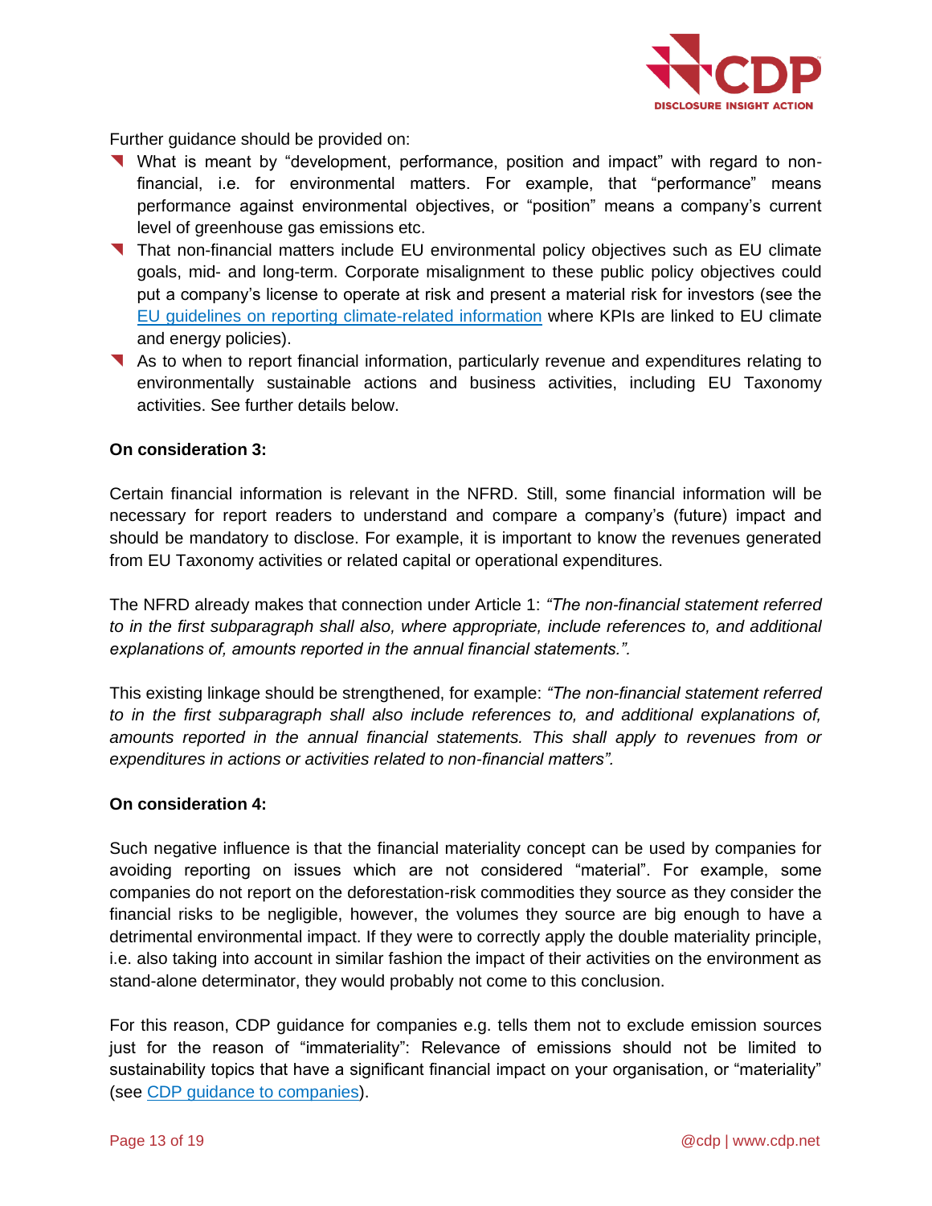Further guidance should be provided on:

- What is meant by "development, performance, position and impact" with regard to non-financial, i.e. for environmental matters. For example, that "performance" means performance against environmental objectives, or "position" means a company's current level of greenhouse gas emissions etc.
- That non-financial matters include EU environmental policy objectives such as EU climate goals, mid- and long-term. Corporate misalignment to these public policy objectives could put a company's license to operate at risk and present a material risk for investors (see the [EU guidelines on reporting climate-related information]() where KPIs are linked to EU climate and energy policies).
- As to when to report financial information, particularly revenue and expenditures relating to environmentally sustainable actions and business activities, including EU Taxonomy activities. See further details below.

**On consideration 3:**

Certain financial information is relevant in the NFRD. Still, some financial information will be necessary for report readers to understand and compare a company's (future) impact and should be mandatory to disclose. For example, it is important to know the revenues generated from EU Taxonomy activities or related capital or operational expenditures.

The NFRD already makes that connection under Article 1: *"The non-financial statement referred to in the first subparagraph shall also, where appropriate, include references to, and additional explanations of, amounts reported in the annual financial statements.".*

This existing linkage should be strengthened, for example: *"The non-financial statement referred to in the first subparagraph shall also include references to, and additional explanations of, amounts reported in the annual financial statements. This shall apply to revenues from or expenditures in actions or activities related to non-financial matters".*

**On consideration 4:**

Such negative influence is that the financial materiality concept can be used by companies for avoiding reporting on issues which are not considered "material". For example, some companies do not report on the deforestation-risk commodities they source as they consider the financial risks to be negligible, however, the volumes they source are big enough to have a detrimental environmental impact. If they were to correctly apply the double materiality principle, i.e. also taking into account in similar fashion the impact of their activities on the environment as stand-alone determinator, they would probably not come to this conclusion.

For this reason, CDP guidance for companies e.g. tells them not to exclude emission sources just for the reason of "immateriality": Relevance of emissions should not be limited to sustainability topics that have a significant financial impact on your organisation, or "materiality" (see [CDP guidance to companies]()).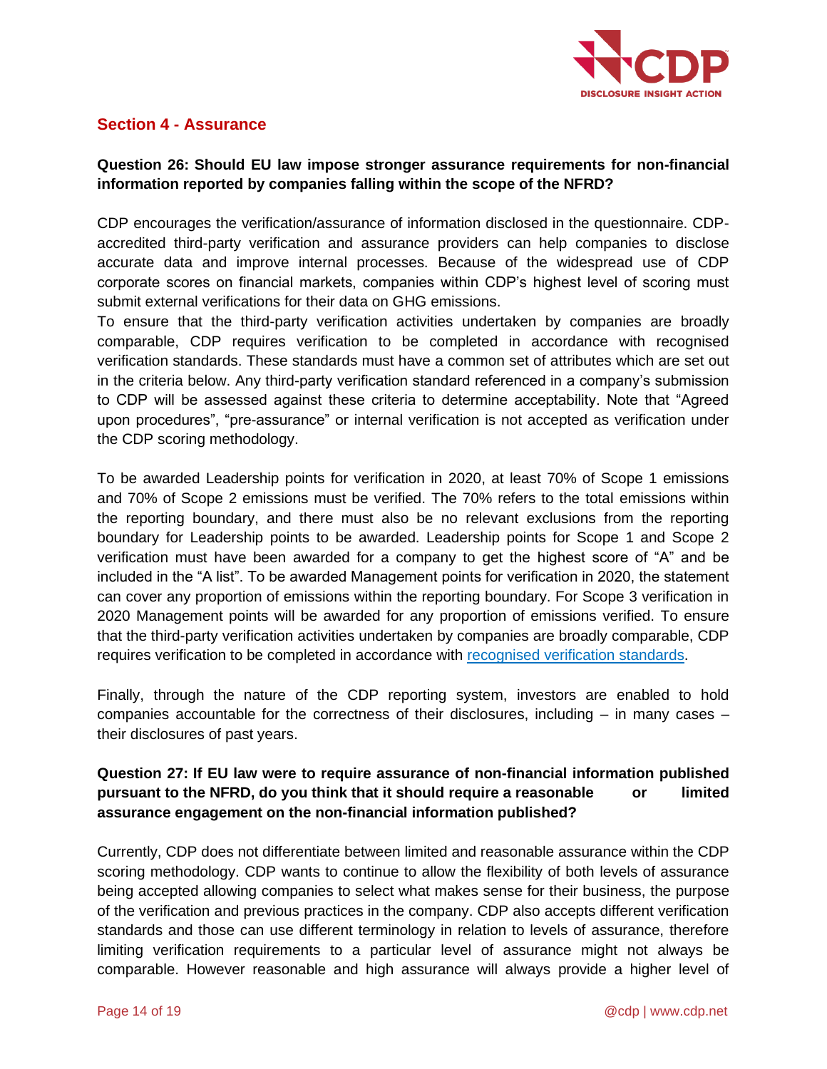## Section 4 - Assurance

**Question 26: Should EU law impose stronger assurance requirements for non-financial information reported by companies falling within the scope of the NFRD?**

CDP encourages the verification/assurance of information disclosed in the questionnaire. CDP-accredited third-party verification and assurance providers can help companies to disclose accurate data and improve internal processes. Because of the widespread use of CDP corporate scores on financial markets, companies within CDP's highest level of scoring must submit external verifications for their data on GHG emissions.
To ensure that the third-party verification activities undertaken by companies are broadly comparable, CDP requires verification to be completed in accordance with recognised verification standards. These standards must have a common set of attributes which are set out in the criteria below. Any third-party verification standard referenced in a company's submission to CDP will be assessed against these criteria to determine acceptability. Note that "Agreed upon procedures", "pre-assurance" or internal verification is not accepted as verification under the CDP scoring methodology.

To be awarded Leadership points for verification in 2020, at least 70% of Scope 1 emissions and 70% of Scope 2 emissions must be verified. The 70% refers to the total emissions within the reporting boundary, and there must also be no relevant exclusions from the reporting boundary for Leadership points to be awarded. Leadership points for Scope 1 and Scope 2 verification must have been awarded for a company to get the highest score of "A" and be included in the "A list". To be awarded Management points for verification in 2020, the statement can cover any proportion of emissions within the reporting boundary. For Scope 3 verification in 2020 Management points will be awarded for any proportion of emissions verified. To ensure that the third-party verification activities undertaken by companies are broadly comparable, CDP requires verification to be completed in accordance with recognised verification standards.

Finally, through the nature of the CDP reporting system, investors are enabled to hold companies accountable for the correctness of their disclosures, including – in many cases – their disclosures of past years.

**Question 27: If EU law were to require assurance of non-financial information published pursuant to the NFRD, do you think that it should require a reasonable or limited assurance engagement on the non-financial information published?**

Currently, CDP does not differentiate between limited and reasonable assurance within the CDP scoring methodology. CDP wants to continue to allow the flexibility of both levels of assurance being accepted allowing companies to select what makes sense for their business, the purpose of the verification and previous practices in the company. CDP also accepts different verification standards and those can use different terminology in relation to levels of assurance, therefore limiting verification requirements to a particular level of assurance might not always be comparable. However reasonable and high assurance will always provide a higher level of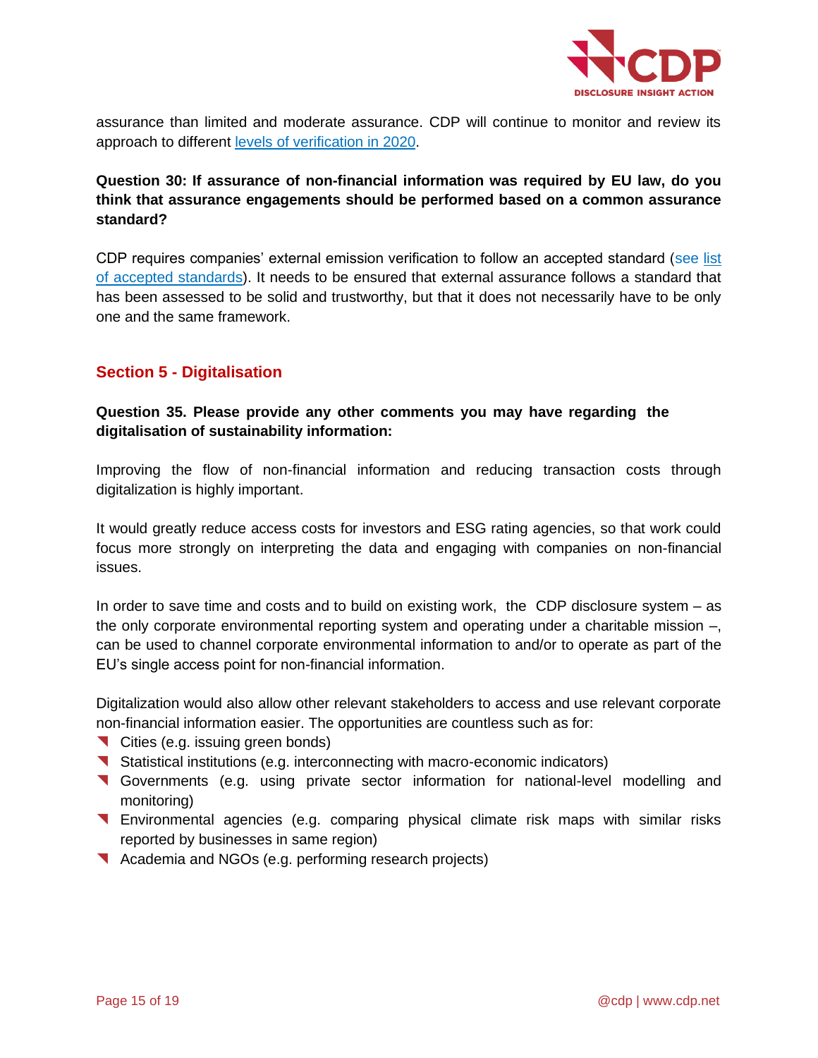assurance than limited and moderate assurance. CDP will continue to monitor and review its approach to different levels of verification in 2020.

**Question 30: If assurance of non-financial information was required by EU law, do you think that assurance engagements should be performed based on a common assurance standard?**

CDP requires companies' external emission verification to follow an accepted standard (see list of accepted standards). It needs to be ensured that external assurance follows a standard that has been assessed to be solid and trustworthy, but that it does not necessarily have to be only one and the same framework.

## Section 5 - Digitalisation

**Question 35. Please provide any other comments you may have regarding the digitalisation of sustainability information:**

Improving the flow of non-financial information and reducing transaction costs through digitalization is highly important.

It would greatly reduce access costs for investors and ESG rating agencies, so that work could focus more strongly on interpreting the data and engaging with companies on non-financial issues.

In order to save time and costs and to build on existing work, the CDP disclosure system – as the only corporate environmental reporting system and operating under a charitable mission –, can be used to channel corporate environmental information to and/or to operate as part of the EU's single access point for non-financial information.

Digitalization would also allow other relevant stakeholders to access and use relevant corporate non-financial information easier. The opportunities are countless such as for:

- Cities (e.g. issuing green bonds)
- Statistical institutions (e.g. interconnecting with macro-economic indicators)
- Governments (e.g. using private sector information for national-level modelling and monitoring)
- Environmental agencies (e.g. comparing physical climate risk maps with similar risks reported by businesses in same region)
- Academia and NGOs (e.g. performing research projects)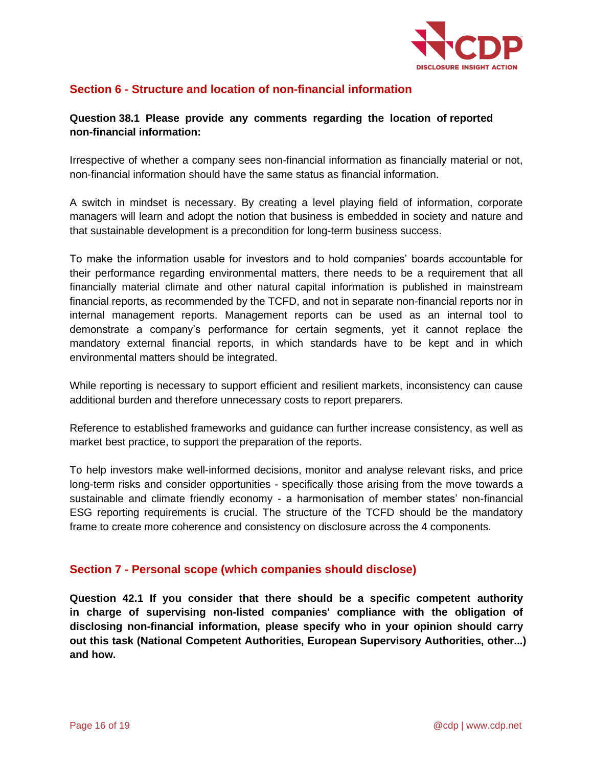## Section 6 - Structure and location of non-financial information

**Question 38.1 Please provide any comments regarding the location of reported non-financial information:**

Irrespective of whether a company sees non-financial information as financially material or not, non-financial information should have the same status as financial information.

A switch in mindset is necessary. By creating a level playing field of information, corporate managers will learn and adopt the notion that business is embedded in society and nature and that sustainable development is a precondition for long-term business success.

To make the information usable for investors and to hold companies' boards accountable for their performance regarding environmental matters, there needs to be a requirement that all financially material climate and other natural capital information is published in mainstream financial reports, as recommended by the TCFD, and not in separate non-financial reports nor in internal management reports. Management reports can be used as an internal tool to demonstrate a company's performance for certain segments, yet it cannot replace the mandatory external financial reports, in which standards have to be kept and in which environmental matters should be integrated.

While reporting is necessary to support efficient and resilient markets, inconsistency can cause additional burden and therefore unnecessary costs to report preparers.

Reference to established frameworks and guidance can further increase consistency, as well as market best practice, to support the preparation of the reports.

To help investors make well-informed decisions, monitor and analyse relevant risks, and price long-term risks and consider opportunities - specifically those arising from the move towards a sustainable and climate friendly economy - a harmonisation of member states' non-financial ESG reporting requirements is crucial. The structure of the TCFD should be the mandatory frame to create more coherence and consistency on disclosure across the 4 components.

## Section 7 - Personal scope (which companies should disclose)

**Question 42.1 If you consider that there should be a specific competent authority in charge of supervising non-listed companies' compliance with the obligation of disclosing non-financial information, please specify who in your opinion should carry out this task (National Competent Authorities, European Supervisory Authorities, other...) and how.**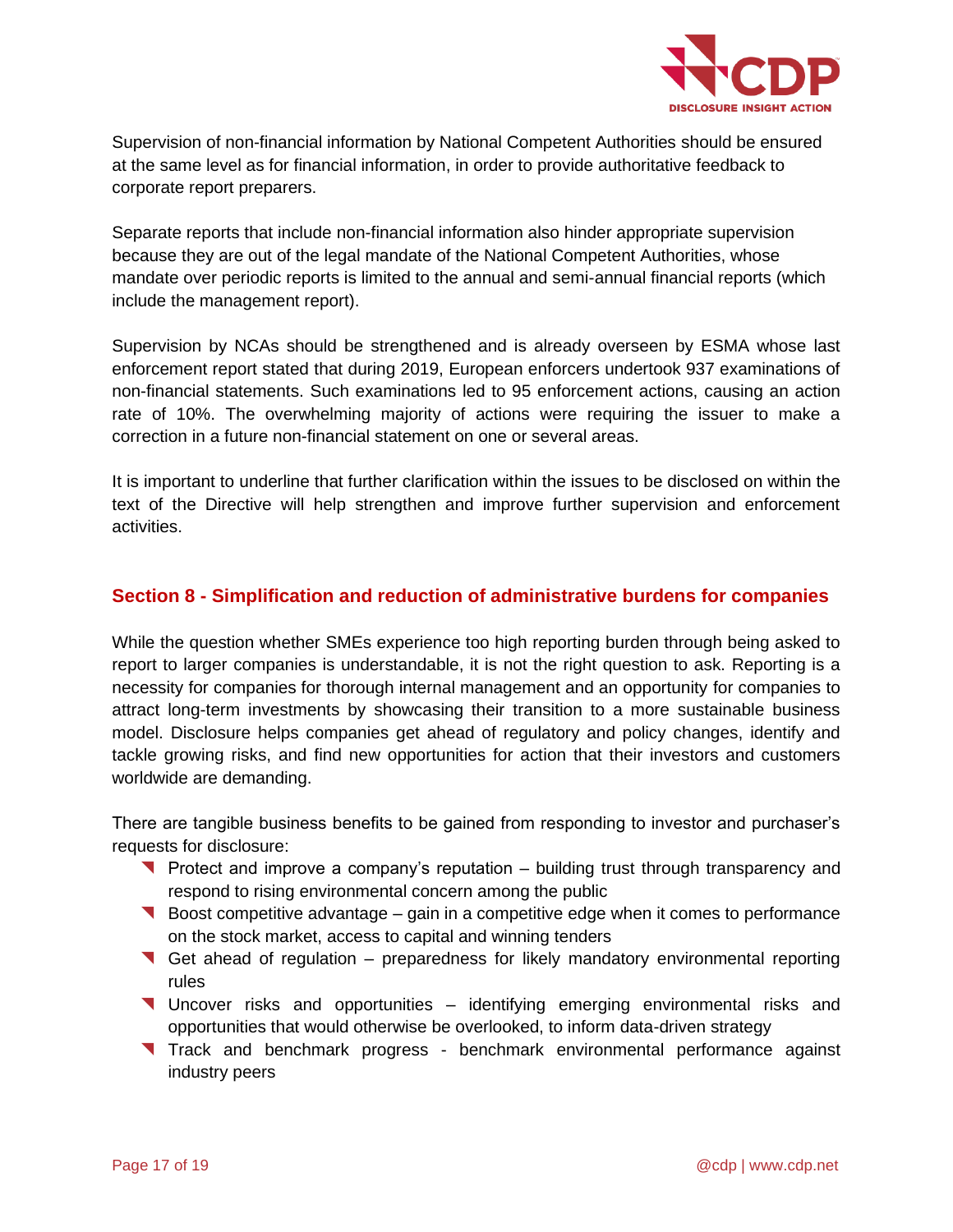Supervision of non-financial information by National Competent Authorities should be ensured at the same level as for financial information, in order to provide authoritative feedback to corporate report preparers.

Separate reports that include non-financial information also hinder appropriate supervision because they are out of the legal mandate of the National Competent Authorities, whose mandate over periodic reports is limited to the annual and semi-annual financial reports (which include the management report).

Supervision by NCAs should be strengthened and is already overseen by ESMA whose last enforcement report stated that during 2019, European enforcers undertook 937 examinations of non-financial statements. Such examinations led to 95 enforcement actions, causing an action rate of 10%. The overwhelming majority of actions were requiring the issuer to make a correction in a future non-financial statement on one or several areas.

It is important to underline that further clarification within the issues to be disclosed on within the text of the Directive will help strengthen and improve further supervision and enforcement activities.

## Section 8 - Simplification and reduction of administrative burdens for companies

While the question whether SMEs experience too high reporting burden through being asked to report to larger companies is understandable, it is not the right question to ask. Reporting is a necessity for companies for thorough internal management and an opportunity for companies to attract long-term investments by showcasing their transition to a more sustainable business model. Disclosure helps companies get ahead of regulatory and policy changes, identify and tackle growing risks, and find new opportunities for action that their investors and customers worldwide are demanding.

There are tangible business benefits to be gained from responding to investor and purchaser's requests for disclosure:

- Protect and improve a company's reputation – building trust through transparency and respond to rising environmental concern among the public
- Boost competitive advantage – gain in a competitive edge when it comes to performance on the stock market, access to capital and winning tenders
- Get ahead of regulation – preparedness for likely mandatory environmental reporting rules
- Uncover risks and opportunities – identifying emerging environmental risks and opportunities that would otherwise be overlooked, to inform data-driven strategy
- Track and benchmark progress - benchmark environmental performance against industry peers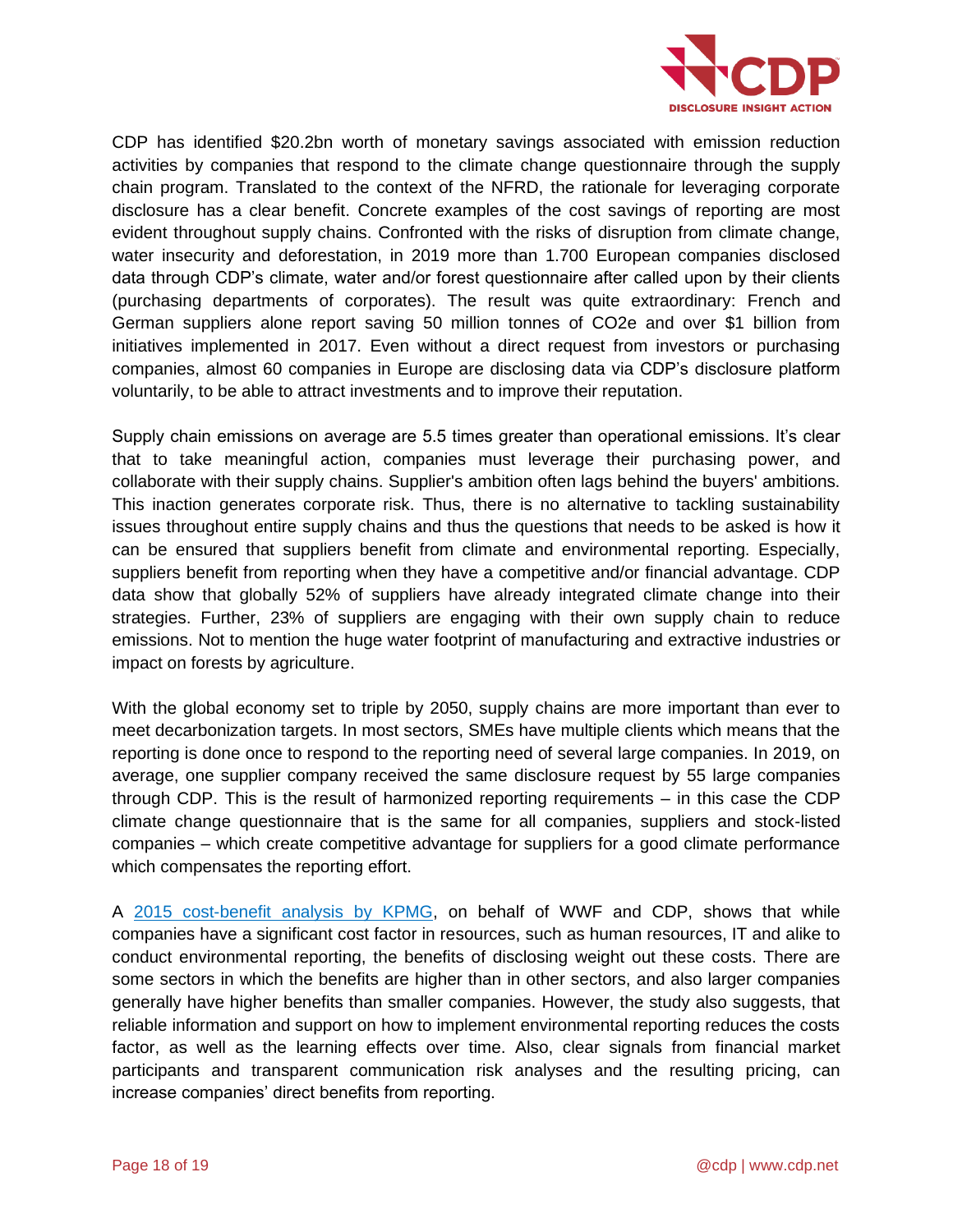CDP has identified $20.2bn worth of monetary savings associated with emission reduction activities by companies that respond to the climate change questionnaire through the supply chain program. Translated to the context of the NFRD, the rationale for leveraging corporate disclosure has a clear benefit. Concrete examples of the cost savings of reporting are most evident throughout supply chains. Confronted with the risks of disruption from climate change, water insecurity and deforestation, in 2019 more than 1.700 European companies disclosed data through CDP's climate, water and/or forest questionnaire after called upon by their clients (purchasing departments of corporates). The result was quite extraordinary: French and German suppliers alone report saving 50 million tonnes of $CO_2e$ and over $1 billion from initiatives implemented in 2017. Even without a direct request from investors or purchasing companies, almost 60 companies in Europe are disclosing data via CDP's disclosure platform voluntarily, to be able to attract investments and to improve their reputation.

Supply chain emissions on average are 5.5 times greater than operational emissions. It's clear that to take meaningful action, companies must leverage their purchasing power, and collaborate with their supply chains. Supplier's ambition often lags behind the buyers' ambitions. This inaction generates corporate risk. Thus, there is no alternative to tackling sustainability issues throughout entire supply chains and thus the questions that needs to be asked is how it can be ensured that suppliers benefit from climate and environmental reporting. Especially, suppliers benefit from reporting when they have a competitive and/or financial advantage. CDP data show that globally 52% of suppliers have already integrated climate change into their strategies. Further, 23% of suppliers are engaging with their own supply chain to reduce emissions. Not to mention the huge water footprint of manufacturing and extractive industries or impact on forests by agriculture.

With the global economy set to triple by 2050, supply chains are more important than ever to meet decarbonization targets. In most sectors, SMEs have multiple clients which means that the reporting is done once to respond to the reporting need of several large companies. In 2019, on average, one supplier company received the same disclosure request by 55 large companies through CDP. This is the result of harmonized reporting requirements – in this case the CDP climate change questionnaire that is the same for all companies, suppliers and stock-listed companies – which create competitive advantage for suppliers for a good climate performance which compensates the reporting effort.

A [2015 cost-benefit analysis by KPMG](), on behalf of WWF and CDP, shows that while companies have a significant cost factor in resources, such as human resources, IT and alike to conduct environmental reporting, the benefits of disclosing weight out these costs. There are some sectors in which the benefits are higher than in other sectors, and also larger companies generally have higher benefits than smaller companies. However, the study also suggests, that reliable information and support on how to implement environmental reporting reduces the costs factor, as well as the learning effects over time. Also, clear signals from financial market participants and transparent communication risk analyses and the resulting pricing, can increase companies' direct benefits from reporting.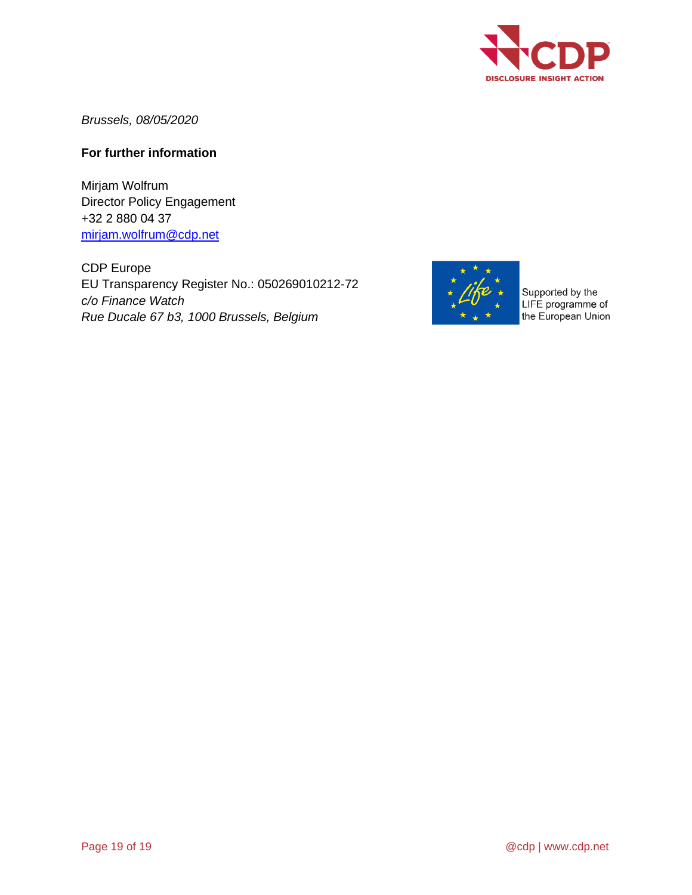*Brussels, 08/05/2020*

**For further information**

Mirjam Wolfrum
Director Policy Engagement
+32 2 880 04 37
mirjam.wolfrum@cdp.net

CDP Europe
EU Transparency Register No.: 050269010212-72
*c/o Finance Watch*
*Rue Ducale 67 b3, 1000 Brussels, Belgium*

Supported by the LIFE programme of the European Union